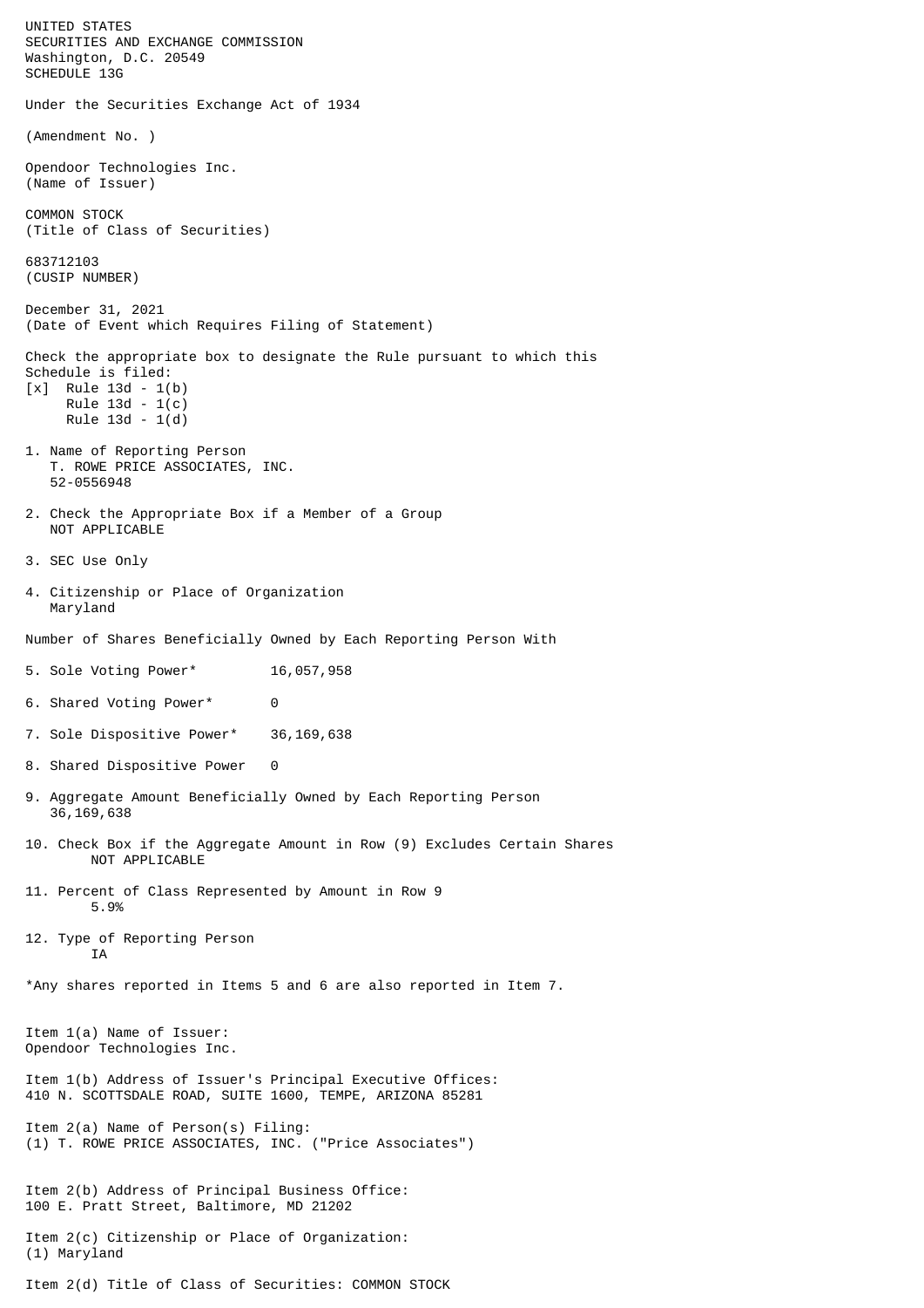UNITED STATES
SECURITIES AND EXCHANGE COMMISSION
Washington, D.C. 20549
SCHEDULE 13G

Under the Securities Exchange Act of 1934

(Amendment No. )

Opendoor Technologies Inc.
(Name of Issuer)

COMMON STOCK
(Title of Class of Securities)

683712103
(CUSIP NUMBER)

December 31, 2021
(Date of Event which Requires Filing of Statement)

Check the appropriate box to designate the Rule pursuant to which this Schedule is filed:

[x] Rule 13d - 1(b)
Rule 13d - 1(c)
Rule 13d - 1(d)

1. Name of Reporting Person
   T. ROWE PRICE ASSOCIATES, INC.
   52-0556948

2. Check the Appropriate Box if a Member of a Group
   NOT APPLICABLE

3. SEC Use Only

4. Citizenship or Place of Organization
   Maryland

Number of Shares Beneficially Owned by Each Reporting Person With

5. Sole Voting Power* 16,057,958

6. Shared Voting Power* 0

7. Sole Dispositive Power* 36,169,638

8. Shared Dispositive Power 0

9. Aggregate Amount Beneficially Owned by Each Reporting Person
   36,169,638

10. Check Box if the Aggregate Amount in Row (9) Excludes Certain Shares
    NOT APPLICABLE

11. Percent of Class Represented by Amount in Row 9
    5.9%

12. Type of Reporting Person
    IA

*Any shares reported in Items 5 and 6 are also reported in Item 7.

Item 1(a) Name of Issuer:
Opendoor Technologies Inc.

Item 1(b) Address of Issuer's Principal Executive Offices:
410 N. SCOTTSDALE ROAD, SUITE 1600, TEMPE, ARIZONA 85281

Item 2(a) Name of Person(s) Filing:
(1) T. ROWE PRICE ASSOCIATES, INC. ("Price Associates")

Item 2(b) Address of Principal Business Office:
100 E. Pratt Street, Baltimore, MD 21202

Item 2(c) Citizenship or Place of Organization:
(1) Maryland

Item 2(d) Title of Class of Securities: COMMON STOCK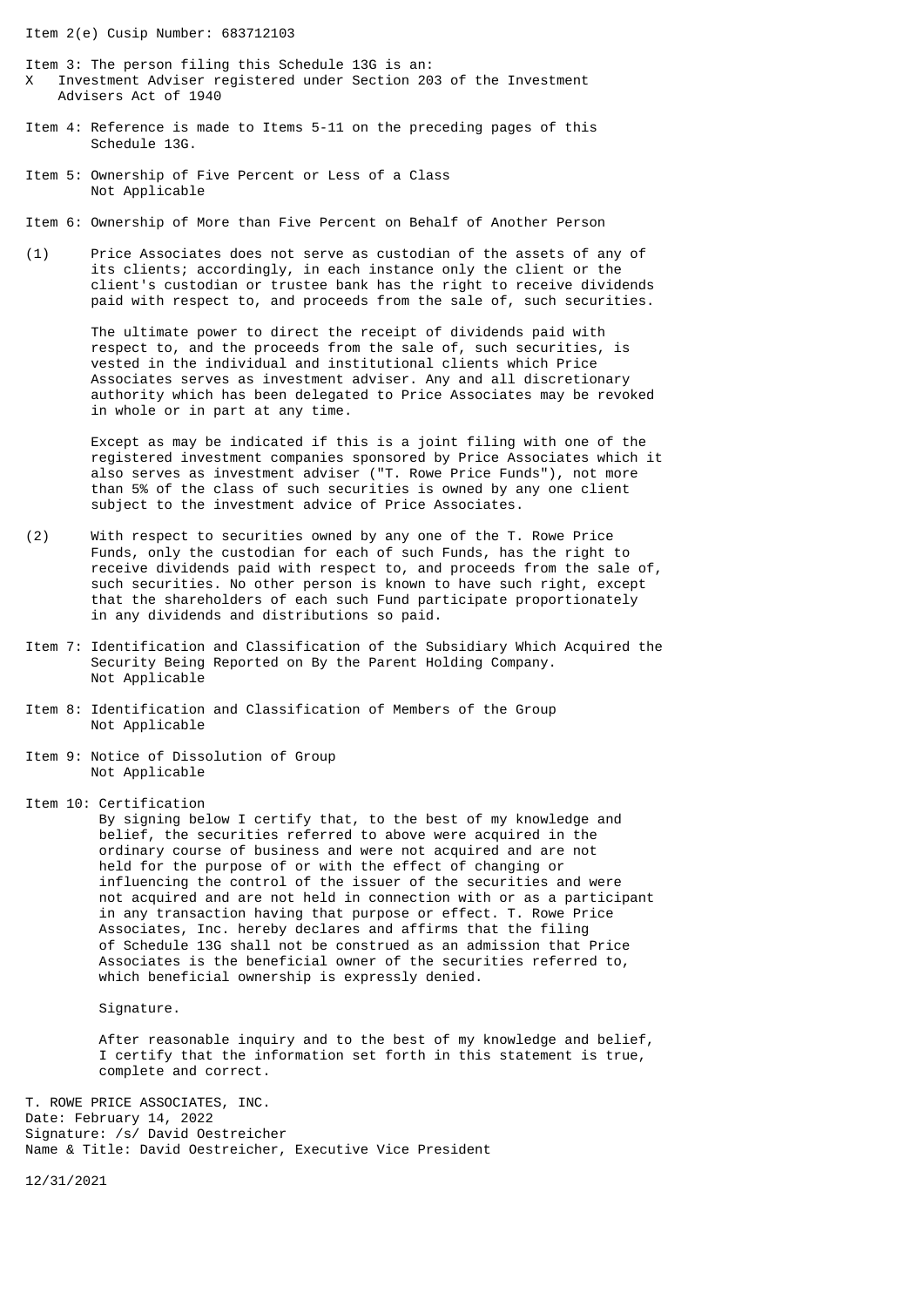Item 2(e) Cusip Number: 683712103

Item 3: The person filing this Schedule 13G is an:
X Investment Adviser registered under Section 203 of the Investment Advisers Act of 1940

Item 4: Reference is made to Items 5-11 on the preceding pages of this Schedule 13G.

Item 5: Ownership of Five Percent or Less of a Class
Not Applicable

Item 6: Ownership of More than Five Percent on Behalf of Another Person

(1) Price Associates does not serve as custodian of the assets of any of its clients; accordingly, in each instance only the client or the client's custodian or trustee bank has the right to receive dividends paid with respect to, and proceeds from the sale of, such securities.

The ultimate power to direct the receipt of dividends paid with respect to, and the proceeds from the sale of, such securities, is vested in the individual and institutional clients which Price Associates serves as investment adviser. Any and all discretionary authority which has been delegated to Price Associates may be revoked in whole or in part at any time.

Except as may be indicated if this is a joint filing with one of the registered investment companies sponsored by Price Associates which it also serves as investment adviser ("T. Rowe Price Funds"), not more than 5% of the class of such securities is owned by any one client subject to the investment advice of Price Associates.

(2) With respect to securities owned by any one of the T. Rowe Price Funds, only the custodian for each of such Funds, has the right to receive dividends paid with respect to, and proceeds from the sale of, such securities. No other person is known to have such right, except that the shareholders of each such Fund participate proportionately in any dividends and distributions so paid.

Item 7: Identification and Classification of the Subsidiary Which Acquired the Security Being Reported on By the Parent Holding Company.
Not Applicable

Item 8: Identification and Classification of Members of the Group
Not Applicable

Item 9: Notice of Dissolution of Group
Not Applicable

Item 10: Certification
By signing below I certify that, to the best of my knowledge and belief, the securities referred to above were acquired in the ordinary course of business and were not acquired and are not held for the purpose of or with the effect of changing or influencing the control of the issuer of the securities and were not acquired and are not held in connection with or as a participant in any transaction having that purpose or effect. T. Rowe Price Associates, Inc. hereby declares and affirms that the filing of Schedule 13G shall not be construed as an admission that Price Associates is the beneficial owner of the securities referred to, which beneficial ownership is expressly denied.

Signature.

After reasonable inquiry and to the best of my knowledge and belief, I certify that the information set forth in this statement is true, complete and correct.

T. ROWE PRICE ASSOCIATES, INC.
Date: February 14, 2022
Signature: /s/ David Oestreicher
Name & Title: David Oestreicher, Executive Vice President

12/31/2021